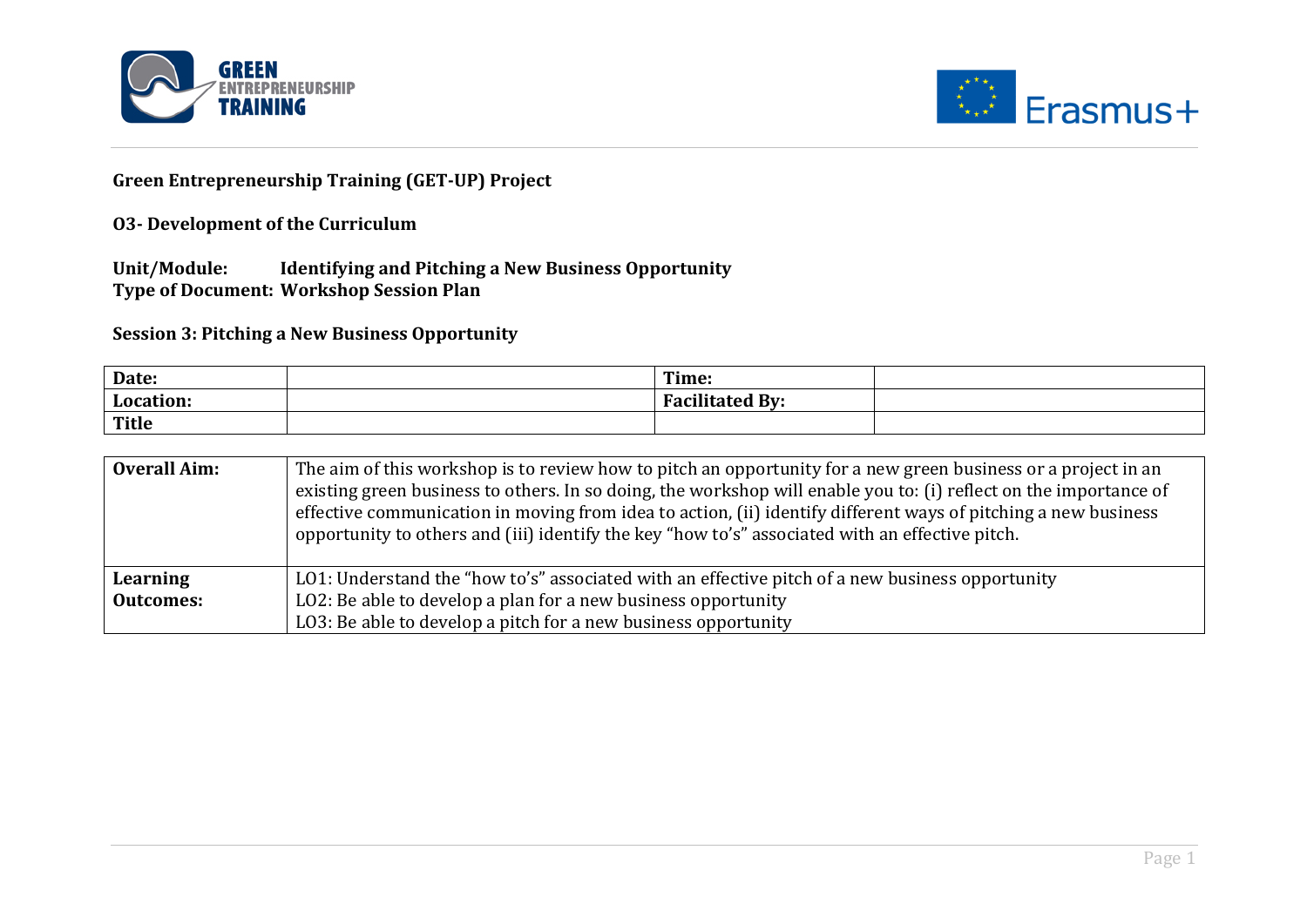**Green Entrepreneurship Training (GET-UP) Project**

**O3- Development of the Curriculum**

**Unit/Module: Identifying and Pitching a New Business Opportunity**
**Type of Document: Workshop Session Plan**

**Session 3: Pitching a New Business Opportunity**

| **Date:** | | **Time:** | |
|---|---|---|---|
| **Location:** | | **Facilitated By:** | |
| **Title** | | | |

| **Overall Aim:** | The aim of this workshop is to review how to pitch an opportunity for a new green business or a project in an existing green business to others. In so doing, the workshop will enable you to: (i) reflect on the importance of effective communication in moving from idea to action, (ii) identify different ways of pitching a new business opportunity to others and (iii) identify the key "how to's" associated with an effective pitch. |
|---|---|
| **Learning Outcomes:** | LO1: Understand the "how to's" associated with an effective pitch of a new business opportunity<br>LO2: Be able to develop a plan for a new business opportunity<br>LO3: Be able to develop a pitch for a new business opportunity |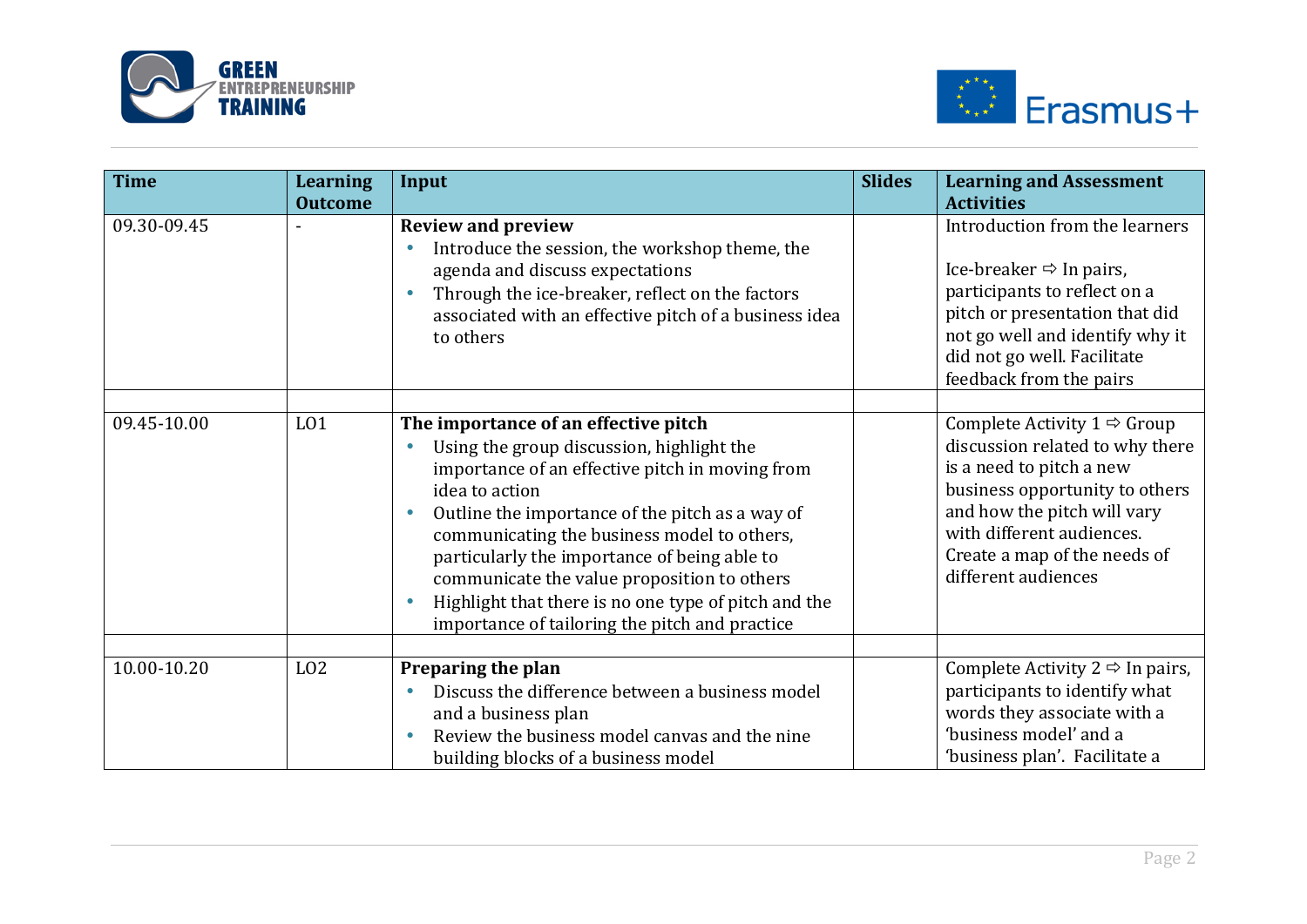| Time | Learning Outcome | Input | Slides | Learning and Assessment Activities |
|---|---|---|---|---|
| 09.30-09.45 | - | **Review and preview**<br>• Introduce the session, the workshop theme, the agenda and discuss expectations<br>• Through the ice-breaker, reflect on the factors associated with an effective pitch of a business idea to others | | Introduction from the learners<br><br>Ice-breaker ⇨ In pairs, participants to reflect on a pitch or presentation that did not go well and identify why it did not go well. Facilitate feedback from the pairs |
| | | | | |
| 09.45-10.00 | LO1 | **The importance of an effective pitch**<br>• Using the group discussion, highlight the importance of an effective pitch in moving from idea to action<br>• Outline the importance of the pitch as a way of communicating the business model to others, particularly the importance of being able to communicate the value proposition to others<br>• Highlight that there is no one type of pitch and the importance of tailoring the pitch and practice | | Complete Activity 1 ⇨ Group discussion related to why there is a need to pitch a new business opportunity to others and how the pitch will vary with different audiences. Create a map of the needs of different audiences |
| | | | | |
| 10.00-10.20 | LO2 | **Preparing the plan**<br>• Discuss the difference between a business model and a business plan<br>• Review the business model canvas and the nine building blocks of a business model | | Complete Activity 2 ⇨ In pairs, participants to identify what words they associate with a 'business model' and a 'business plan'. Facilitate a |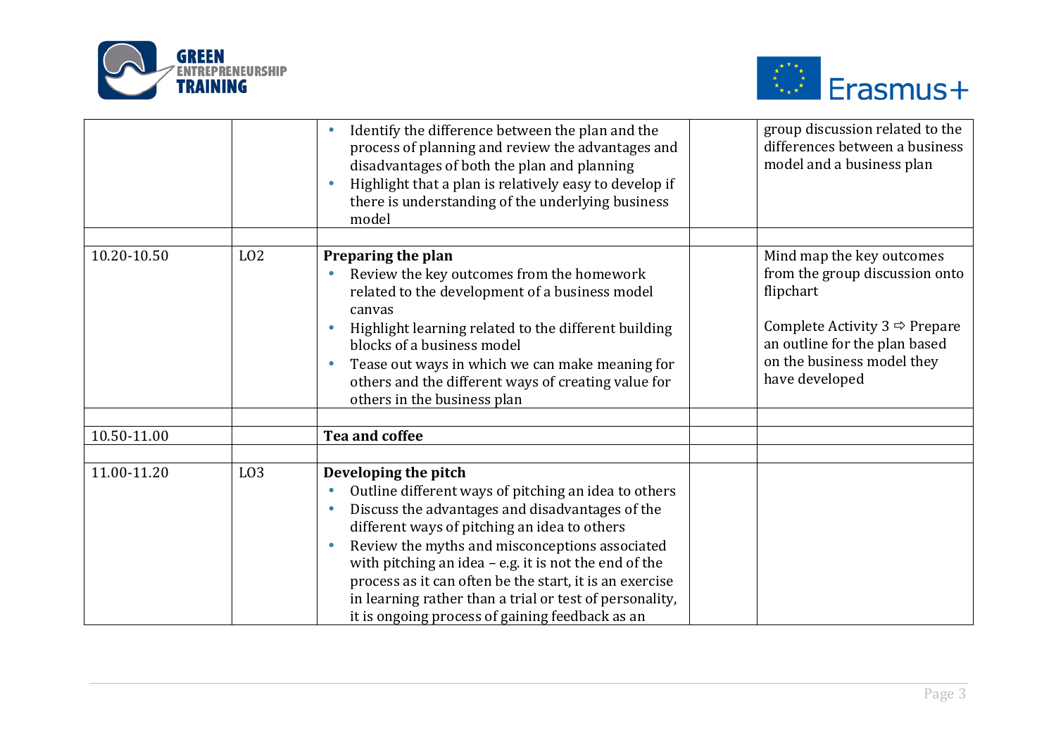| | | | | |
|---|---|---|---|---|
| | | • Identify the difference between the plan and the process of planning and review the advantages and disadvantages of both the plan and planning<br>• Highlight that a plan is relatively easy to develop if there is understanding of the underlying business model | | group discussion related to the differences between a business model and a business plan |
| | | | | |
| 10.20-10.50 | LO2 | **Preparing the plan**<br>• Review the key outcomes from the homework related to the development of a business model canvas<br>• Highlight learning related to the different building blocks of a business model<br>• Tease out ways in which we can make meaning for others and the different ways of creating value for others in the business plan | | Mind map the key outcomes from the group discussion onto flipchart<br><br>Complete Activity 3 ⇨ Prepare an outline for the plan based on the business model they have developed |
| | | | | |
| 10.50-11.00 | | **Tea and coffee** | | |
| | | | | |
| 11.00-11.20 | LO3 | **Developing the pitch**<br>• Outline different ways of pitching an idea to others<br>• Discuss the advantages and disadvantages of the different ways of pitching an idea to others<br>• Review the myths and misconceptions associated with pitching an idea – e.g. it is not the end of the process as it can often be the start, it is an exercise in learning rather than a trial or test of personality, it is ongoing process of gaining feedback as an | | |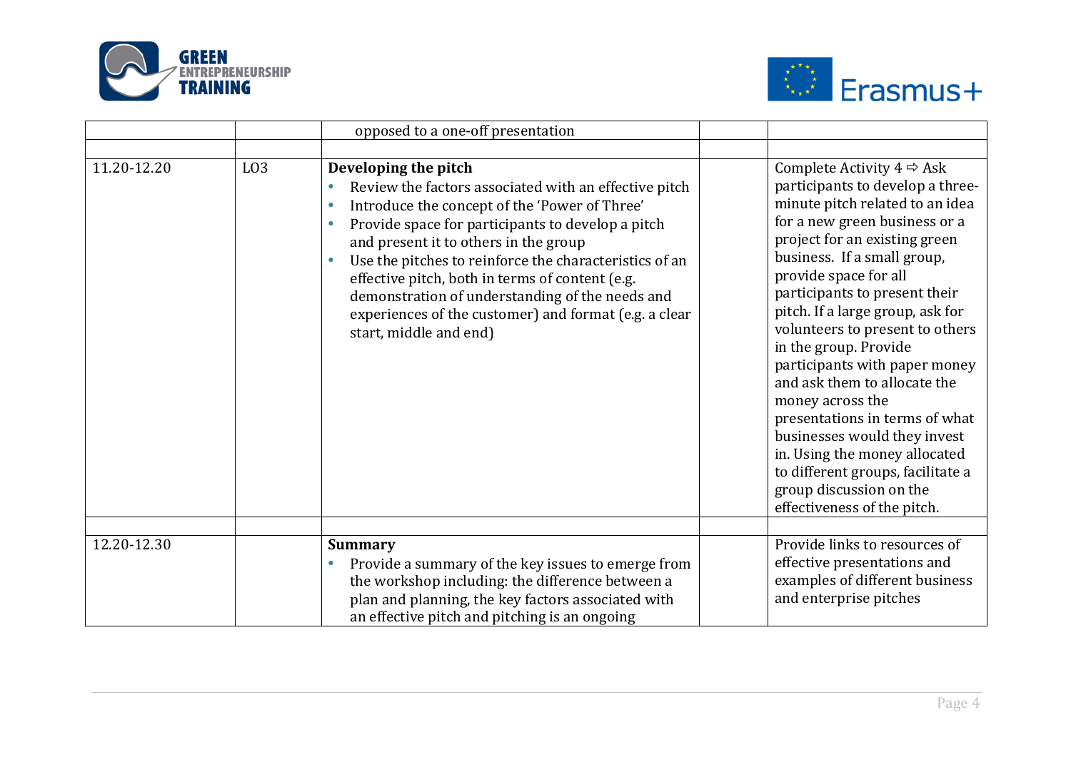| | | | | |
|---|---|---|---|---|
| | | opposed to a one-off presentation | | |
| | | | | |
| 11.20-12.20 | LO3 | **Developing the pitch**<br>• Review the factors associated with an effective pitch<br>• Introduce the concept of the 'Power of Three'<br>• Provide space for participants to develop a pitch and present it to others in the group<br>• Use the pitches to reinforce the characteristics of an effective pitch, both in terms of content (e.g. demonstration of understanding of the needs and experiences of the customer) and format (e.g. a clear start, middle and end) | | Complete Activity 4 ⇨ Ask participants to develop a three-minute pitch related to an idea for a new green business or a project for an existing green business. If a small group, provide space for all participants to present their pitch. If a large group, ask for volunteers to present to others in the group. Provide participants with paper money and ask them to allocate the money across the presentations in terms of what businesses would they invest in. Using the money allocated to different groups, facilitate a group discussion on the effectiveness of the pitch. |
| | | | | |
| 12.20-12.30 | | **Summary**<br>• Provide a summary of the key issues to emerge from the workshop including: the difference between a plan and planning, the key factors associated with an effective pitch and pitching is an ongoing | | Provide links to resources of effective presentations and examples of different business and enterprise pitches |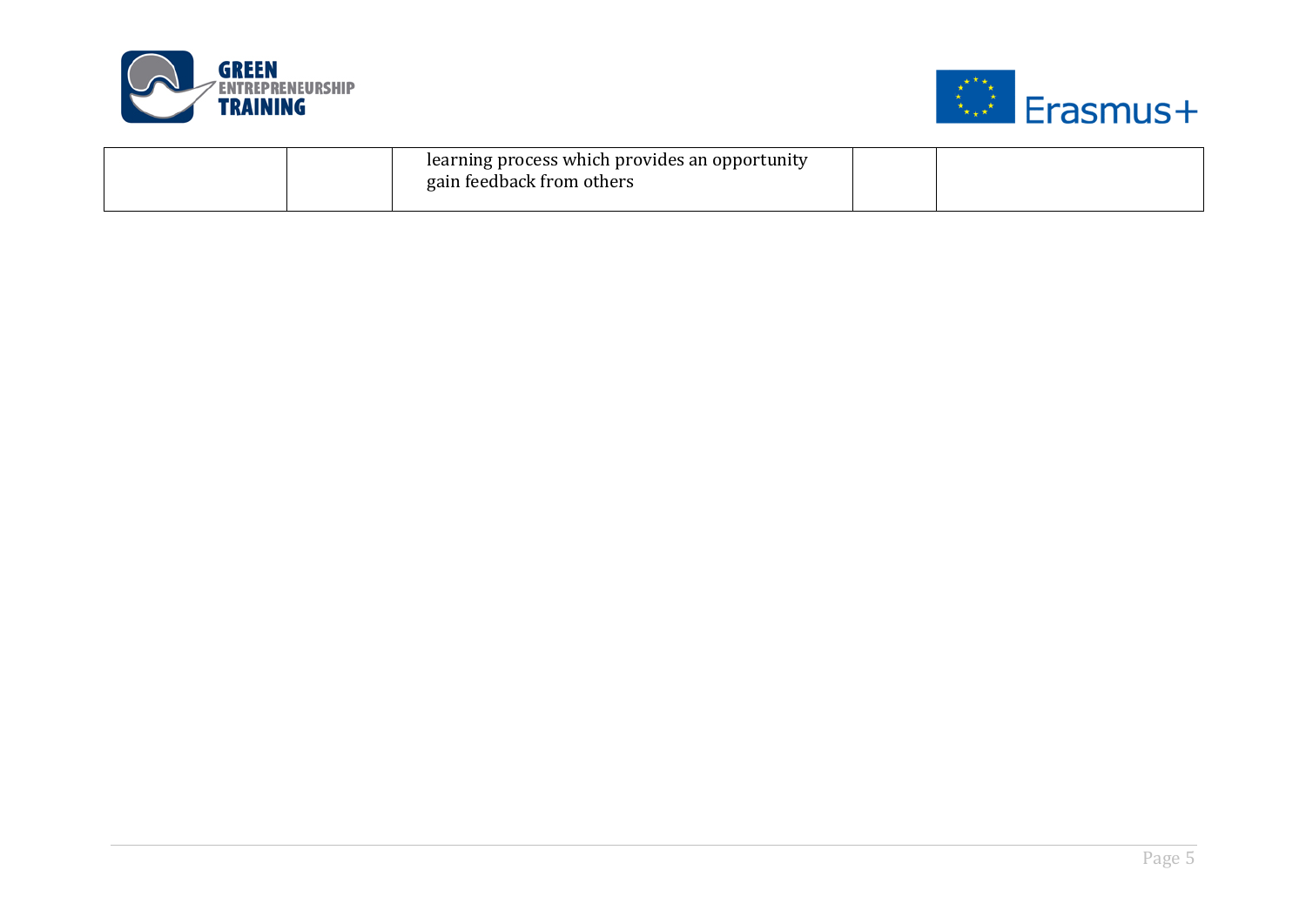| | | | | |
|---|---|---|---|---|
| | | learning process which provides an opportunity gain feedback from others | | |